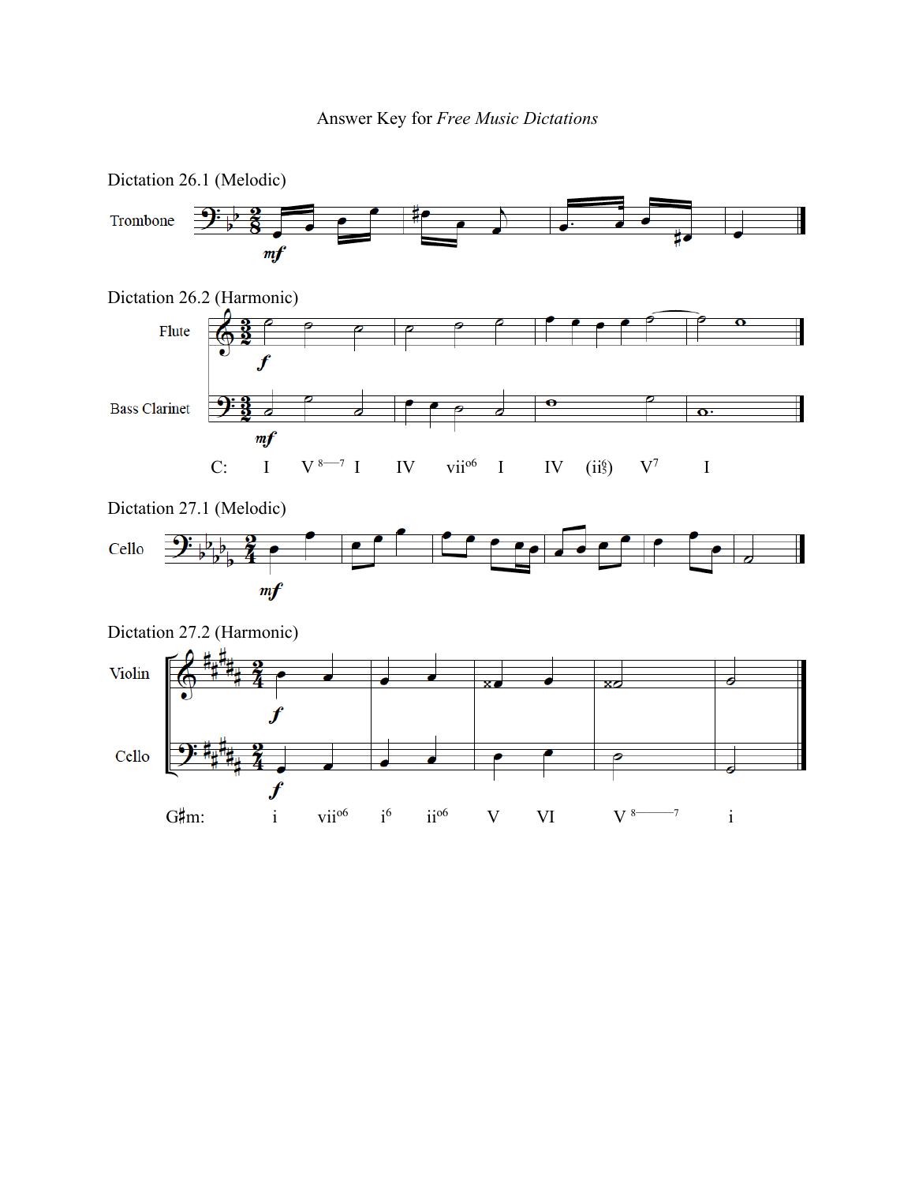Answer Key for *Free Music Dictations*

Dictation 26.1 (Melodic)

Trombone

*mf*

Dictation 26.2 (Harmonic)

Flute

*f*

Bass Clarinet

*mf*

C: I V 8—7 I IV vii°6 I IV (ii$^6_5$) V$^7$ I

Dictation 27.1 (Melodic)

Cello

*mf*

Dictation 27.2 (Harmonic)

Violin

*f*

Cello

*f*

G♯m: i vii°6 i$^6$ ii°6 V VI V 8———7 i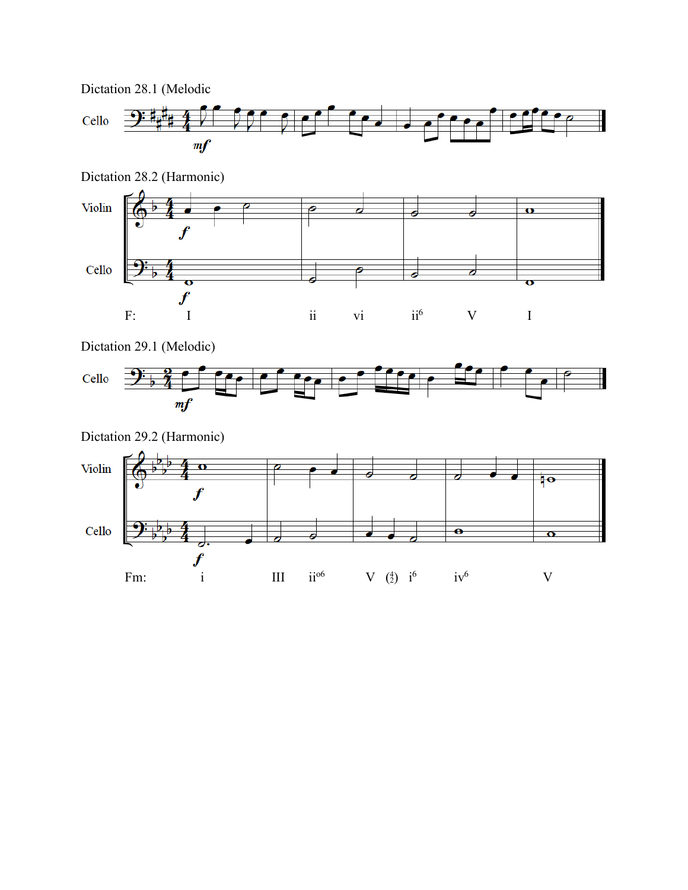Dictation 28.1 (Melodic

Cello

*mf*

Dictation 28.2 (Harmonic)

Violin

Cello

*f*

F: I ii vi ii$^{6}$ V I

Dictation 29.1 (Melodic)

Cello

*mf*

Dictation 29.2 (Harmonic)

Violin

Cello

*f*

Fm: i III ii$^{o6}$ V ($^{4}_{2}$) i$^{6}$ iv$^{6}$ V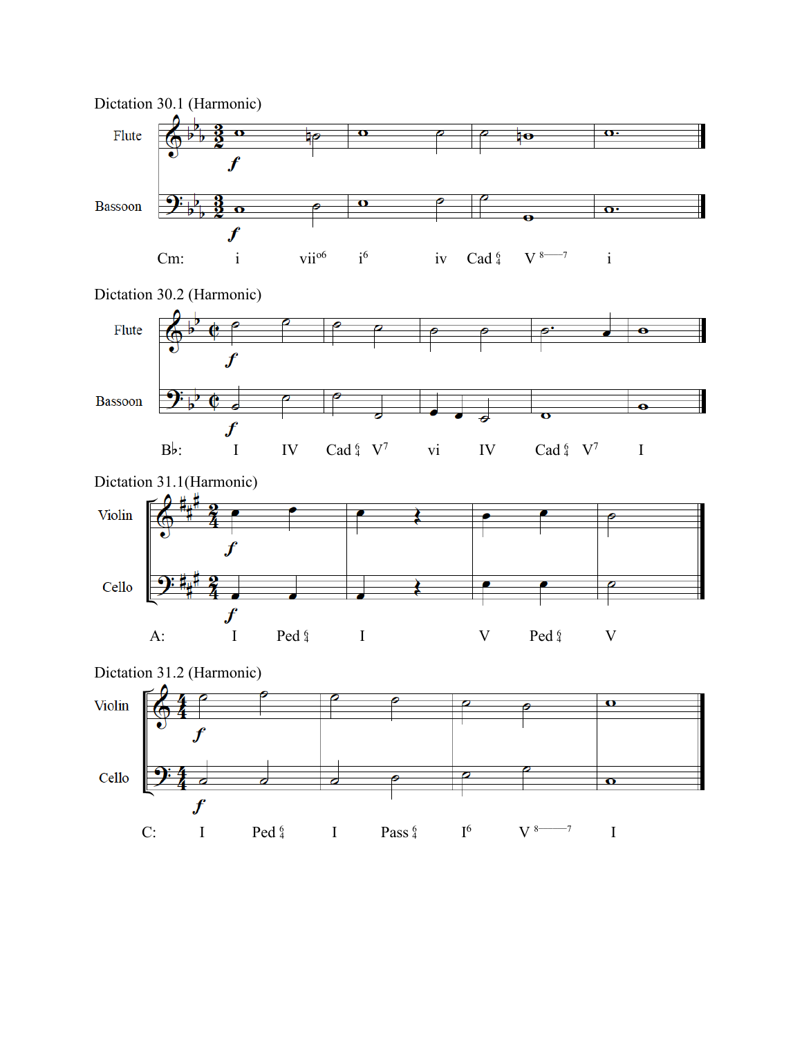Dictation 30.1 (Harmonic)

Flute

Bassoon

Cm: i vii°6 i6 iv Cad 6/4 V 8—7 i

Dictation 30.2 (Harmonic)

Flute

Bassoon

B♭: I IV Cad 6/4 V7 vi IV Cad 6/4 V7 I

Dictation 31.1(Harmonic)

Violin

Cello

A: I Ped 6/4 I V Ped 6/4 V

Dictation 31.2 (Harmonic)

Violin

Cello

C: I Ped 6/4 I Pass 6/4 I6 V 8—7 I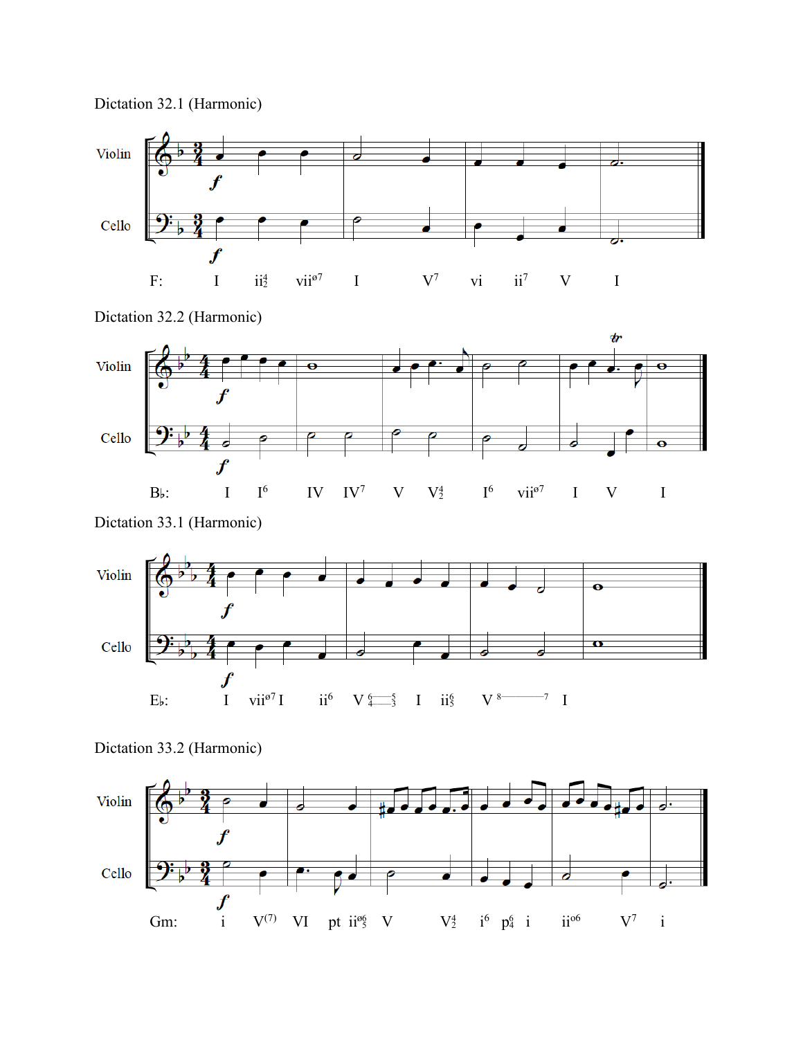Dictation 32.1 (Harmonic)

Violin

Cello

*f*

F: I $ii^{4}_{2}$ $vii^{ø7}$ I $V^{7}$ vi $ii^{7}$ V I

Dictation 32.2 (Harmonic)

Violin

Cello

*f*

B♭: I $I^{6}$ IV $IV^{7}$ V $V^{4}_{2}$ $I^{6}$ $vii^{ø7}$ I V I

Dictation 33.1 (Harmonic)

Violin

Cello

*f*

E♭: I $vii^{ø7}$ I $ii^{6}$ V $^{6}_{4}$—$^{5}_{3}$ I $ii^{6}_{5}$ V $^{8}$—$^{7}$ I

Dictation 33.2 (Harmonic)

Violin

Cello

*f*

Gm: i $V^{(7)}$ VI pt $ii^{ø6}_{5}$ V $V^{4}_{2}$ $i^{6}$ $p^{6}_{4}$ i $ii^{o6}$ $V^{7}$ i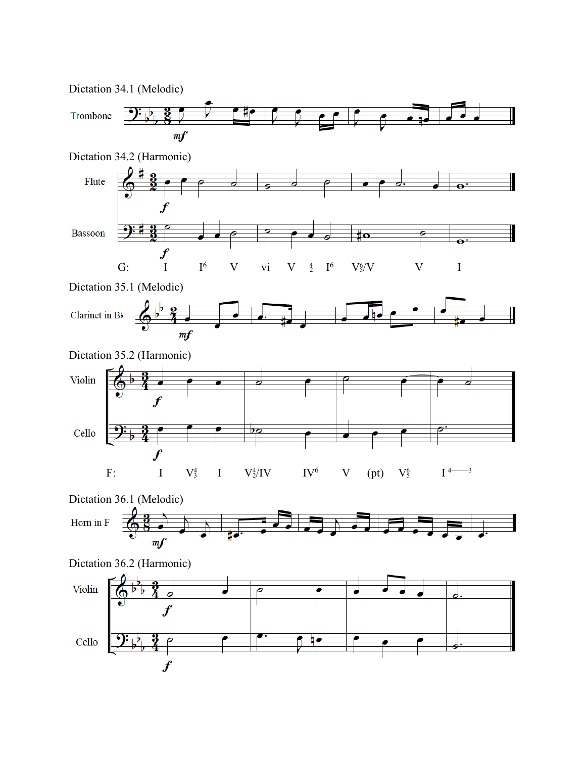Dictation 34.1 (Melodic)

Trombone

*mf*

Dictation 34.2 (Harmonic)

Flute

Bassoon

*f*

G: I $I^6$ V vi V $^4_2$ $I^6$ $V^6_5$/V V I

Dictation 35.1 (Melodic)

Clarinet in B♭

*mf*

Dictation 35.2 (Harmonic)

Violin

Cello

*f*

F: I $V^4_3$ I $V^4_2$/IV $IV^6$ V (pt) $V^6_5$ I 4——3

Dictation 36.1 (Melodic)

Horn in F

*mf*

Dictation 36.2 (Harmonic)

Violin

Cello

*f*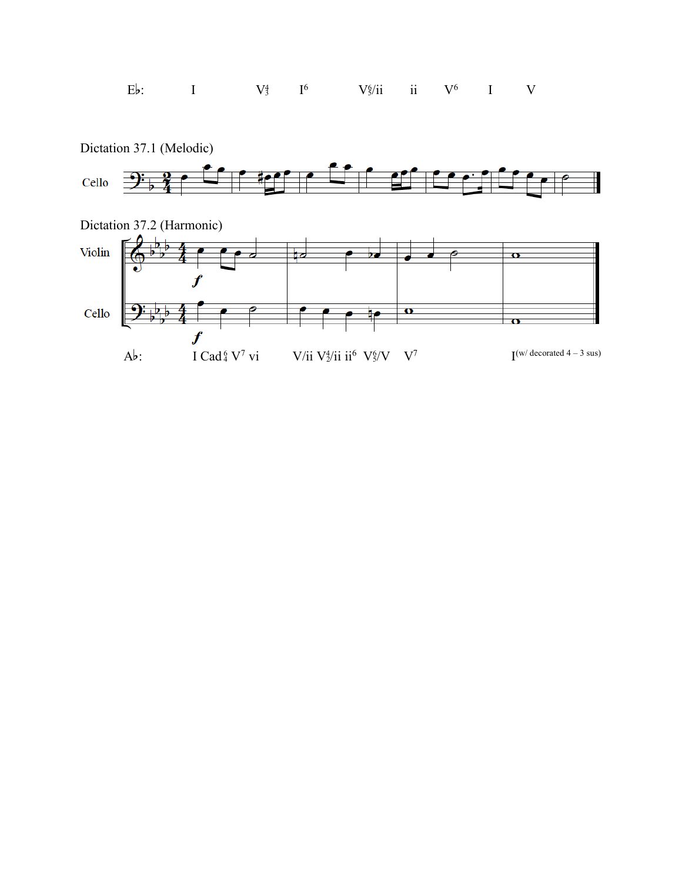E♭: I $V^4_3$ $I^6$ $V^6_5$/ii ii $V^6$ I V

Dictation 37.1 (Melodic)

Cello

Dictation 37.2 (Harmonic)

Violin

Cello

A♭: I Cad$^6_4$ $V^7$ vi V/ii $V^4_2$/ii $ii^6$ $V^6_5$/V $V^7$ I(w/ decorated 4 – 3 sus)